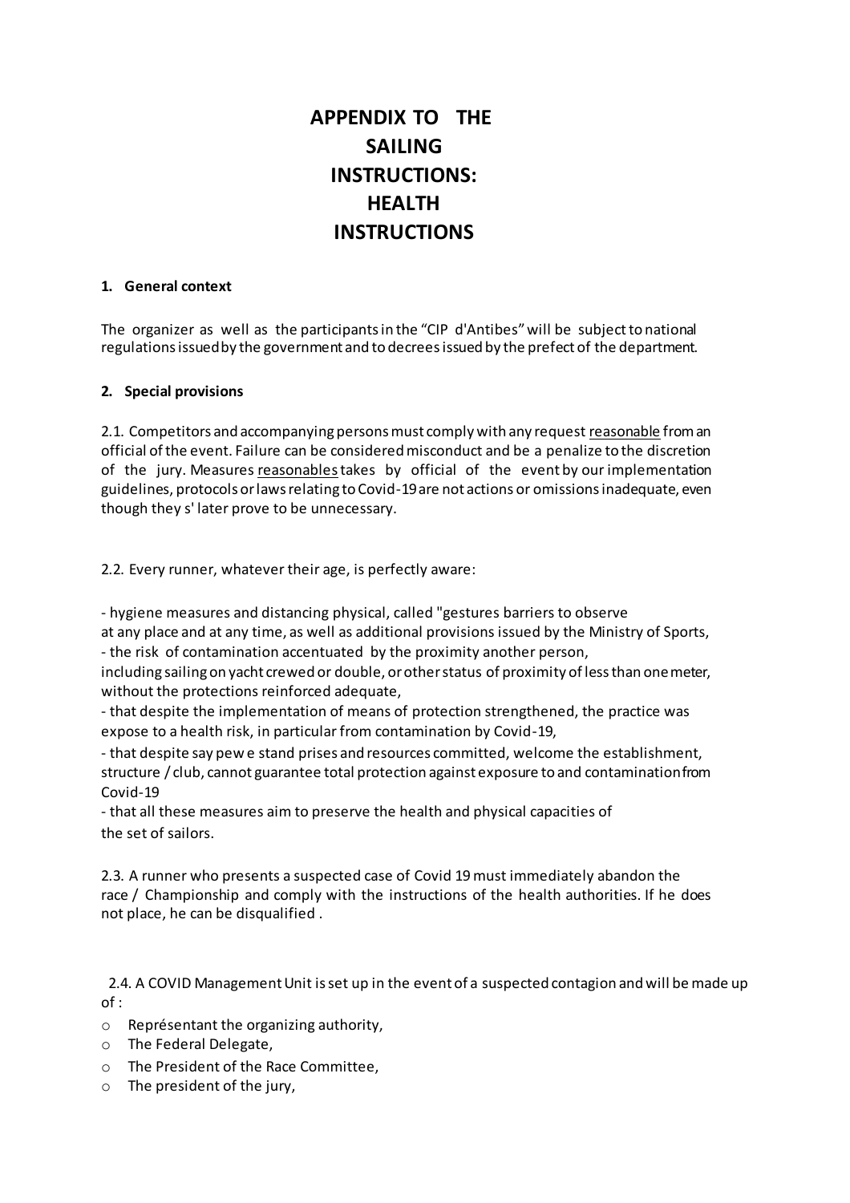# APPENDIX TO THE SAILING INSTRUCTIONS: HEALTH INSTRUCTIONS

## 1. General context

The organizer as well as the participants in the "CIP d'Antibes" will be subject to national regulations issued by the government and to decrees issued by the prefect of the department.

## 2. Special provisions

2.1. Competitors and accompanying persons must comply with any request reasonable from an official of the event. Failure can be considered misconduct and be a penalize to the discretion of the jury. Measures reasonables takes by official of the event by our implementation guidelines, protocols or laws relating to Covid-19 are not actions or omissions inadequate, even though they s' later prove to be unnecessary.

2.2. Every runner, whatever their age, is perfectly aware:

- hygiene measures and distancing physical, called "gestures barriers to observe at any place and at any time, as well as additional provisions issued by the Ministry of Sports,
- the risk of contamination accentuated by the proximity another person, including sailing on yacht crewed or double, or other status of proximity of less than one meter, without the protections reinforced adequate,
- that despite the implementation of means of protection strengthened, the practice was expose to a health risk, in particular from contamination by Covid-19,
- that despite say pew e stand prises and resources committed, welcome the establishment, structure / club, cannot guarantee total protection against exposure to and contamination from Covid-19
- that all these measures aim to preserve the health and physical capacities of the set of sailors.

2.3. A runner who presents a suspected case of Covid 19 must immediately abandon the race / Championship and comply with the instructions of the health authorities. If he does not place, he can be disqualified .

2.4. A COVID Management Unit is set up in the event of a suspected contagion and will be made up of :

- Représentant the organizing authority,
- The Federal Delegate,
- The President of the Race Committee,
- The president of the jury,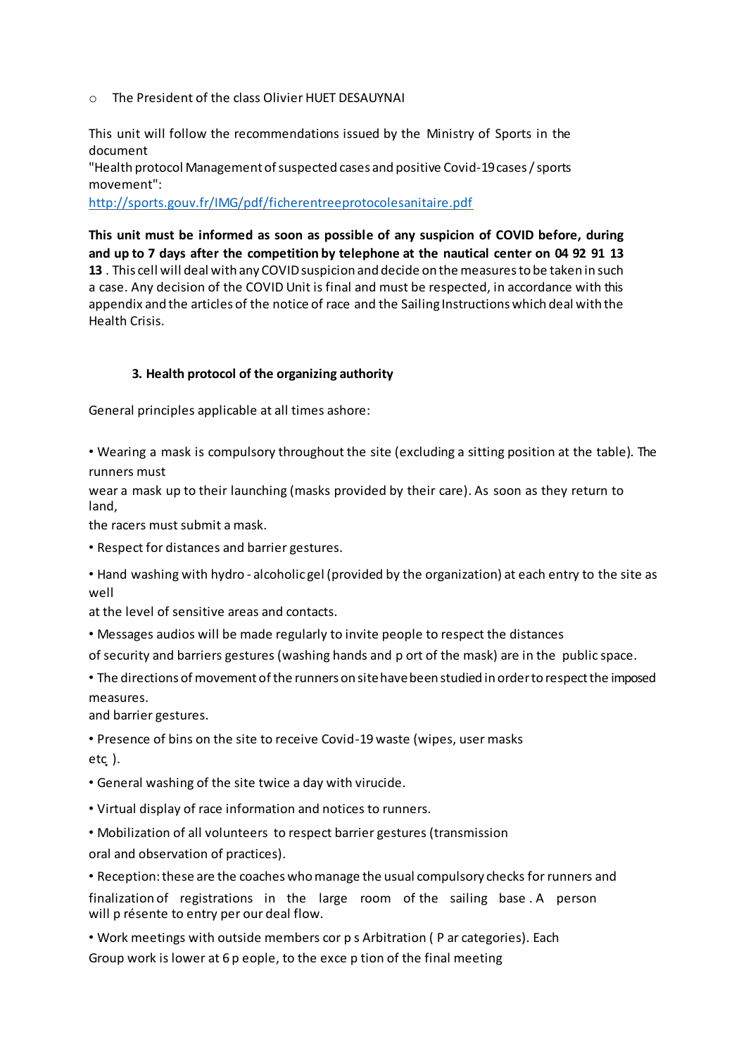- The President of the class Olivier HUET DESAUYNAI

This unit will follow the recommendations issued by the Ministry of Sports in the document
"Health protocol Management of suspected cases and positive Covid-19 cases / sports movement":
http://sports.gouv.fr/IMG/pdf/ficherentreeprotocolesanitaire.pdf

**This unit must be informed as soon as possible of any suspicion of COVID before, during and up to 7 days after the competition by telephone at the nautical center on 04 92 91 13 13**. This cell will deal with any COVID suspicion and decide on the measures to be taken in such a case. Any decision of the COVID Unit is final and must be respected, in accordance with this appendix and the articles of the notice of race and the Sailing Instructions which deal with the Health Crisis.

### 3. Health protocol of the organizing authority

General principles applicable at all times ashore:

- Wearing a mask is compulsory throughout the site (excluding a sitting position at the table). The runners must
wear a mask up to their launching (masks provided by their care). As soon as they return to land,
the racers must submit a mask.
- Respect for distances and barrier gestures.
- Hand washing with hydro - alcoholic gel (provided by the organization) at each entry to the site as well
at the level of sensitive areas and contacts.
- Messages audios will be made regularly to invite people to respect the distances
of security and barriers gestures (washing hands and p ort of the mask) are in the public space.
- The directions of movement of the runners on site have been studied in order to respect the imposed measures.
and barrier gestures.
- Presence of bins on the site to receive Covid-19 waste (wipes, user masks
etc ).
- General washing of the site twice a day with virucide.
- Virtual display of race information and notices to runners.
- Mobilization of all volunteers to respect barrier gestures (transmission
oral and observation of practices).
- Reception: these are the coaches who manage the usual compulsory checks for runners and
finalization of registrations in the large room of the sailing base . A person
will p résente to entry per our deal flow.
- Work meetings with outside members cor p s Arbitration ( P ar categories). Each
Group work is lower at 6 p eople, to the exce p tion of the final meeting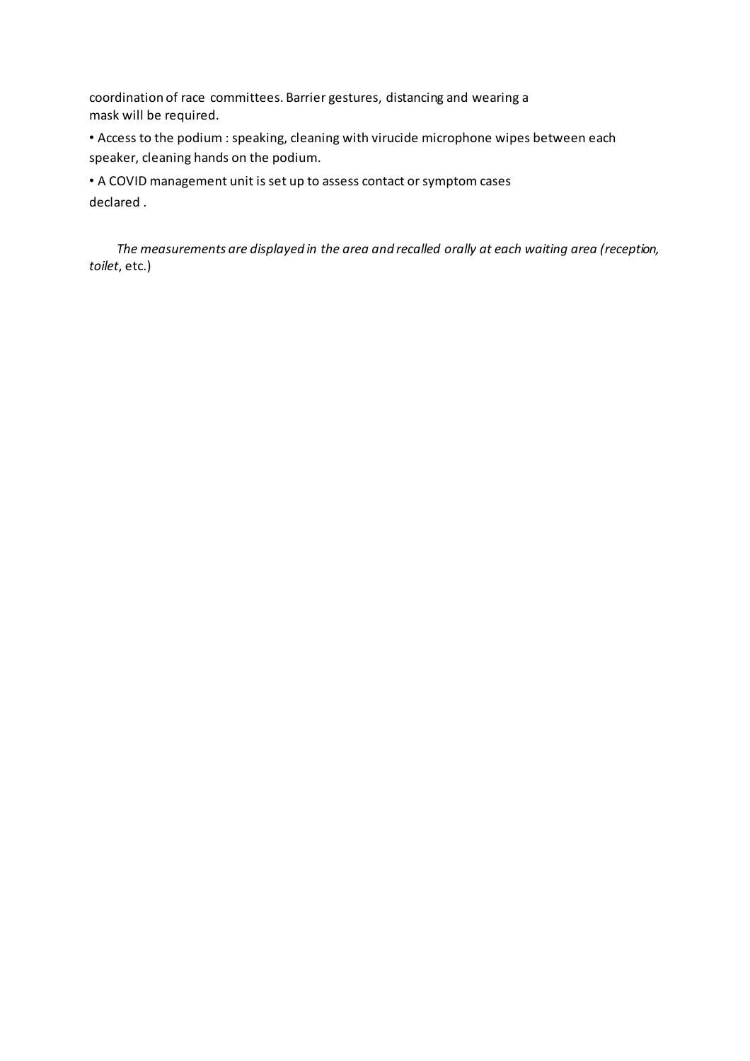coordination of race committees. Barrier gestures, distancing and wearing a mask will be required.

• Access to the podium : speaking, cleaning with virucide microphone wipes between each speaker, cleaning hands on the podium.

• A COVID management unit is set up to assess contact or symptom cases declared .

*The measurements are displayed in the area and recalled orally at each waiting area (reception, toilet*, etc.)